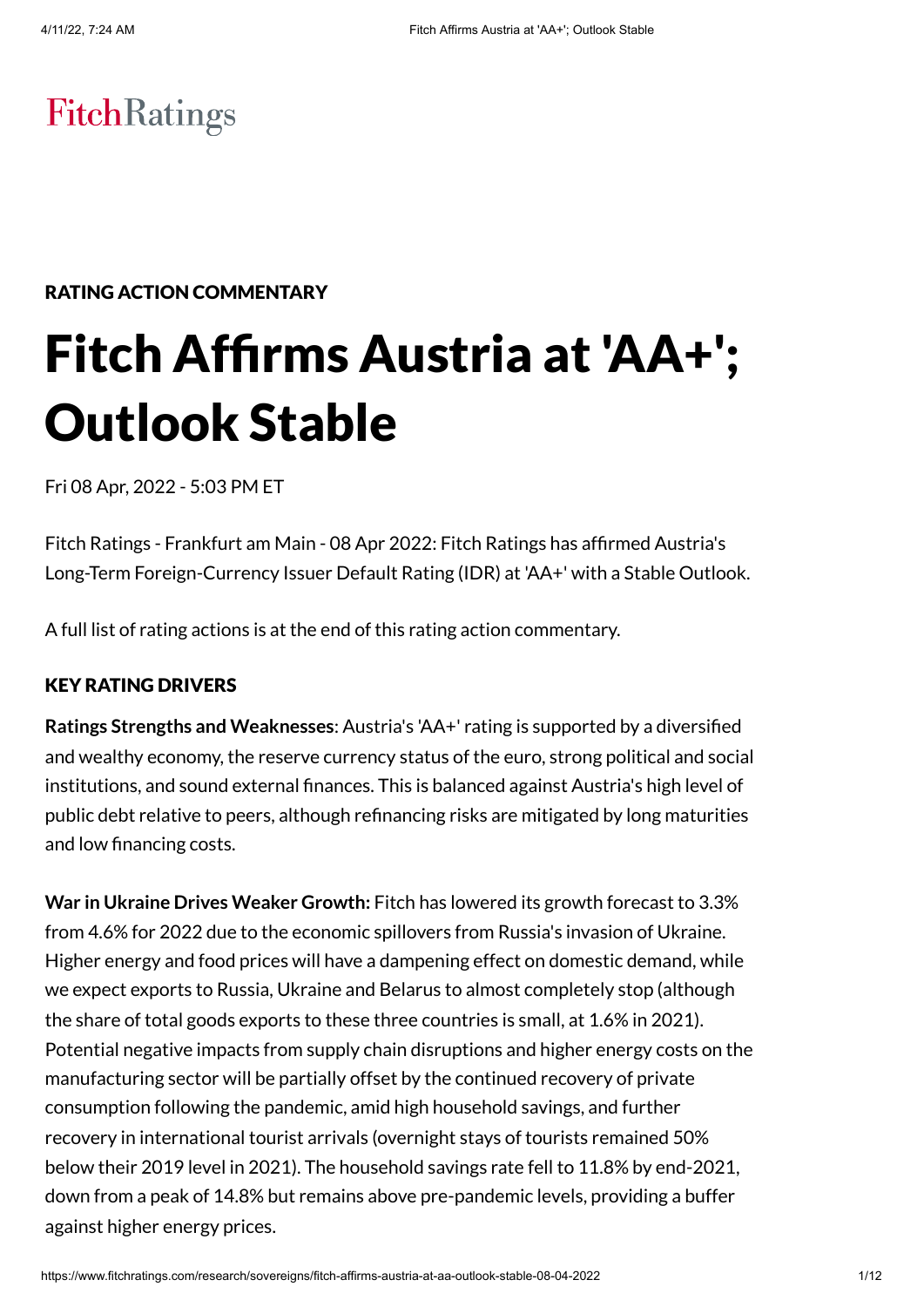FitchRatings

RATING ACTION COMMENTARY

# Fitch Affirms Austria at 'AA+'; Outlook Stable

Fri 08 Apr, 2022 - 5:03 PM ET

Fitch Ratings - Frankfurt am Main - 08 Apr 2022: Fitch Ratings has affirmed Austria's Long-Term Foreign-Currency Issuer Default Rating (IDR) at 'AA+' with a Stable Outlook.

A full list of rating actions is at the end of this rating action commentary.

## KEY RATING DRIVERS

**Ratings Strengths and Weaknesses**: Austria's 'AA+' rating is supported by a diversified and wealthy economy, the reserve currency status of the euro, strong political and social institutions, and sound external finances. This is balanced against Austria's high level of public debt relative to peers, although refinancing risks are mitigated by long maturities and low financing costs.

**War in Ukraine Drives Weaker Growth:** Fitch has lowered its growth forecast to 3.3% from 4.6% for 2022 due to the economic spillovers from Russia's invasion of Ukraine. Higher energy and food prices will have a dampening effect on domestic demand, while we expect exports to Russia, Ukraine and Belarus to almost completely stop (although the share of total goods exports to these three countries is small, at 1.6% in 2021). Potential negative impacts from supply chain disruptions and higher energy costs on the manufacturing sector will be partially offset by the continued recovery of private consumption following the pandemic, amid high household savings, and further recovery in international tourist arrivals (overnight stays of tourists remained 50% below their 2019 level in 2021). The household savings rate fell to 11.8% by end-2021, down from a peak of 14.8% but remains above pre-pandemic levels, providing a buffer against higher energy prices.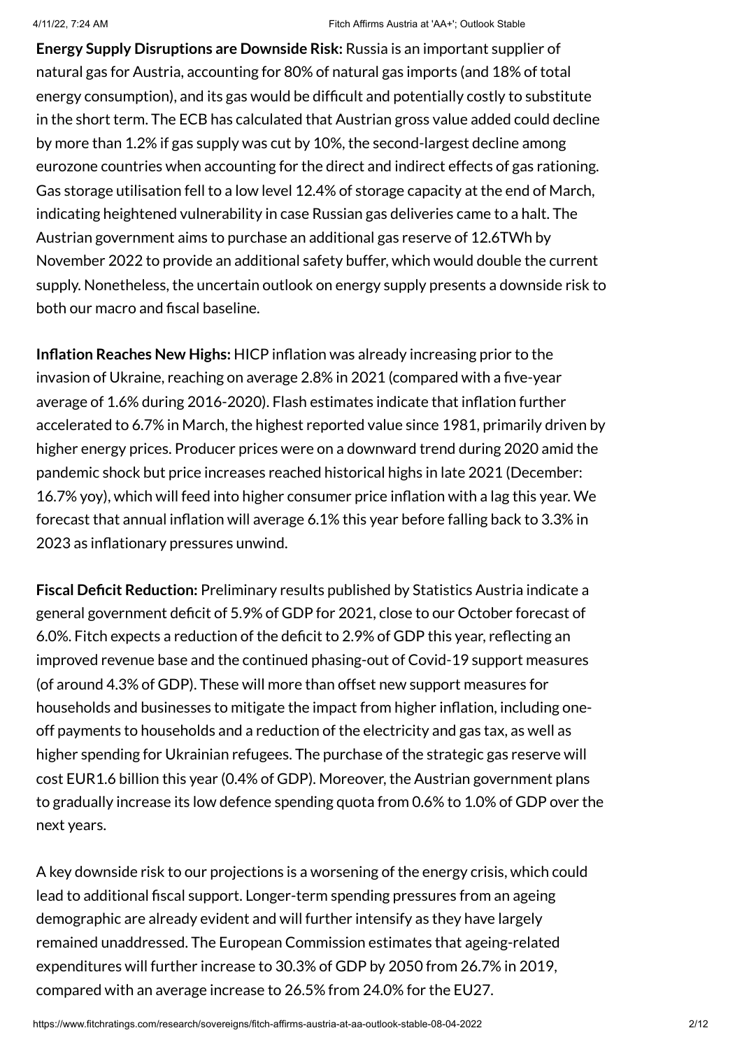**Energy Supply Disruptions are Downside Risk:** Russia is an important supplier of natural gas for Austria, accounting for 80% of natural gas imports (and 18% of total energy consumption), and its gas would be difficult and potentially costly to substitute in the short term. The ECB has calculated that Austrian gross value added could decline by more than 1.2% if gas supply was cut by 10%, the second-largest decline among eurozone countries when accounting for the direct and indirect effects of gas rationing. Gas storage utilisation fell to a low level 12.4% of storage capacity at the end of March, indicating heightened vulnerability in case Russian gas deliveries came to a halt. The Austrian government aims to purchase an additional gas reserve of 12.6TWh by November 2022 to provide an additional safety buffer, which would double the current supply. Nonetheless, the uncertain outlook on energy supply presents a downside risk to both our macro and fiscal baseline.

**Inflation Reaches New Highs:** HICP inflation was already increasing prior to the invasion of Ukraine, reaching on average 2.8% in 2021 (compared with a five-year average of 1.6% during 2016-2020). Flash estimates indicate that inflation further accelerated to 6.7% in March, the highest reported value since 1981, primarily driven by higher energy prices. Producer prices were on a downward trend during 2020 amid the pandemic shock but price increases reached historical highs in late 2021 (December: 16.7% yoy), which will feed into higher consumer price inflation with a lag this year. We forecast that annual inflation will average 6.1% this year before falling back to 3.3% in 2023 as inflationary pressures unwind.

**Fiscal Deficit Reduction:** Preliminary results published by Statistics Austria indicate a general government deficit of 5.9% of GDP for 2021, close to our October forecast of 6.0%. Fitch expects a reduction of the deficit to 2.9% of GDP this year, reflecting an improved revenue base and the continued phasing-out of Covid-19 support measures (of around 4.3% of GDP). These will more than offset new support measures for households and businesses to mitigate the impact from higher inflation, including one-off payments to households and a reduction of the electricity and gas tax, as well as higher spending for Ukrainian refugees. The purchase of the strategic gas reserve will cost EUR1.6 billion this year (0.4% of GDP). Moreover, the Austrian government plans to gradually increase its low defence spending quota from 0.6% to 1.0% of GDP over the next years.

A key downside risk to our projections is a worsening of the energy crisis, which could lead to additional fiscal support. Longer-term spending pressures from an ageing demographic are already evident and will further intensify as they have largely remained unaddressed. The European Commission estimates that ageing-related expenditures will further increase to 30.3% of GDP by 2050 from 26.7% in 2019, compared with an average increase to 26.5% from 24.0% for the EU27.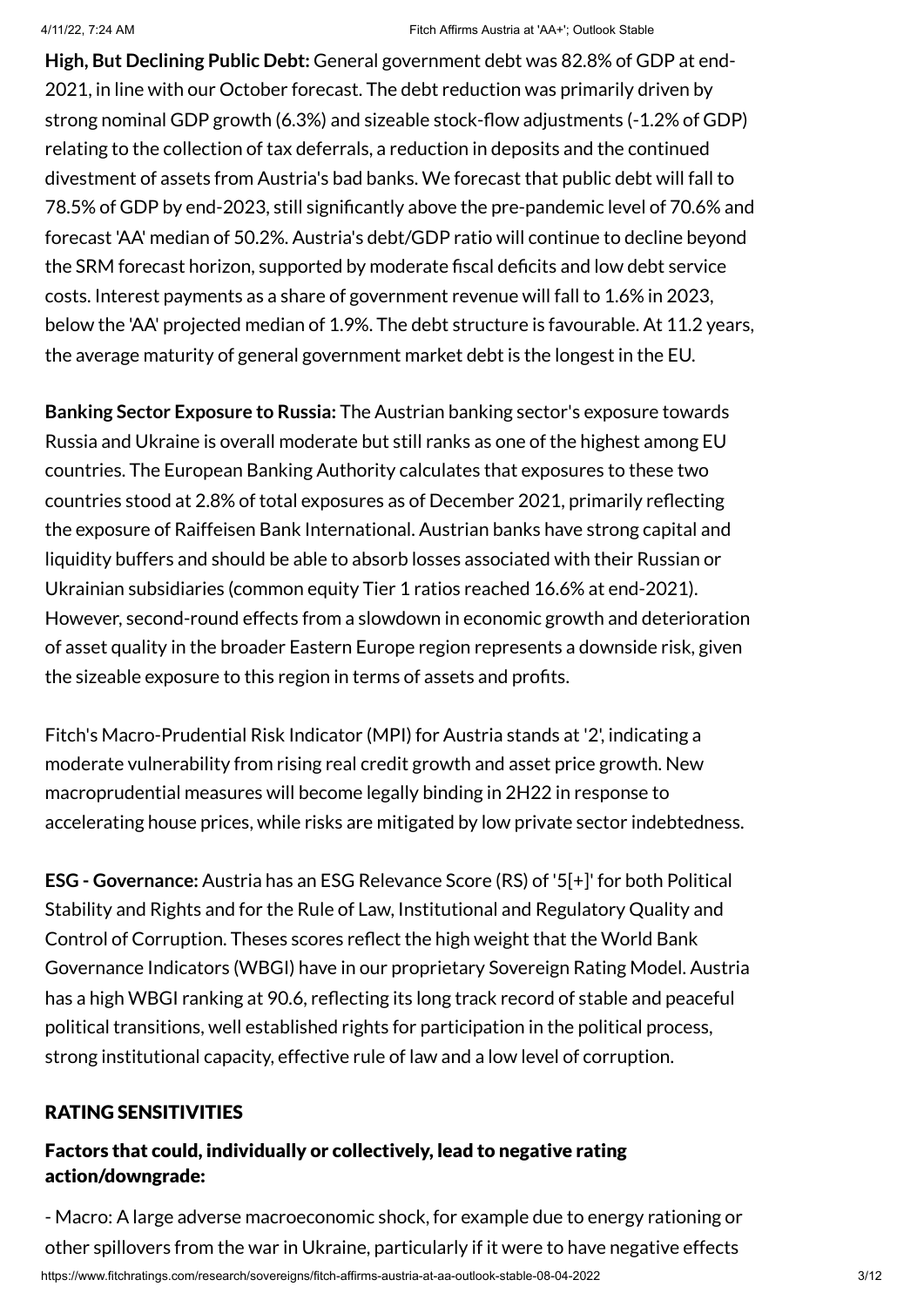**High, But Declining Public Debt:** General government debt was 82.8% of GDP at end-2021, in line with our October forecast. The debt reduction was primarily driven by strong nominal GDP growth (6.3%) and sizeable stock-flow adjustments (-1.2% of GDP) relating to the collection of tax deferrals, a reduction in deposits and the continued divestment of assets from Austria's bad banks. We forecast that public debt will fall to 78.5% of GDP by end-2023, still significantly above the pre-pandemic level of 70.6% and forecast 'AA' median of 50.2%. Austria's debt/GDP ratio will continue to decline beyond the SRM forecast horizon, supported by moderate fiscal deficits and low debt service costs. Interest payments as a share of government revenue will fall to 1.6% in 2023, below the 'AA' projected median of 1.9%. The debt structure is favourable. At 11.2 years, the average maturity of general government market debt is the longest in the EU.

**Banking Sector Exposure to Russia:** The Austrian banking sector's exposure towards Russia and Ukraine is overall moderate but still ranks as one of the highest among EU countries. The European Banking Authority calculates that exposures to these two countries stood at 2.8% of total exposures as of December 2021, primarily reflecting the exposure of Raiffeisen Bank International. Austrian banks have strong capital and liquidity buffers and should be able to absorb losses associated with their Russian or Ukrainian subsidiaries (common equity Tier 1 ratios reached 16.6% at end-2021). However, second-round effects from a slowdown in economic growth and deterioration of asset quality in the broader Eastern Europe region represents a downside risk, given the sizeable exposure to this region in terms of assets and profits.

Fitch's Macro-Prudential Risk Indicator (MPI) for Austria stands at '2', indicating a moderate vulnerability from rising real credit growth and asset price growth. New macroprudential measures will become legally binding in 2H22 in response to accelerating house prices, while risks are mitigated by low private sector indebtedness.

**ESG - Governance:** Austria has an ESG Relevance Score (RS) of '5[+]' for both Political Stability and Rights and for the Rule of Law, Institutional and Regulatory Quality and Control of Corruption. Theses scores reflect the high weight that the World Bank Governance Indicators (WBGI) have in our proprietary Sovereign Rating Model. Austria has a high WBGI ranking at 90.6, reflecting its long track record of stable and peaceful political transitions, well established rights for participation in the political process, strong institutional capacity, effective rule of law and a low level of corruption.

## RATING SENSITIVITIES

### Factors that could, individually or collectively, lead to negative rating action/downgrade:

- Macro: A large adverse macroeconomic shock, for example due to energy rationing or other spillovers from the war in Ukraine, particularly if it were to have negative effects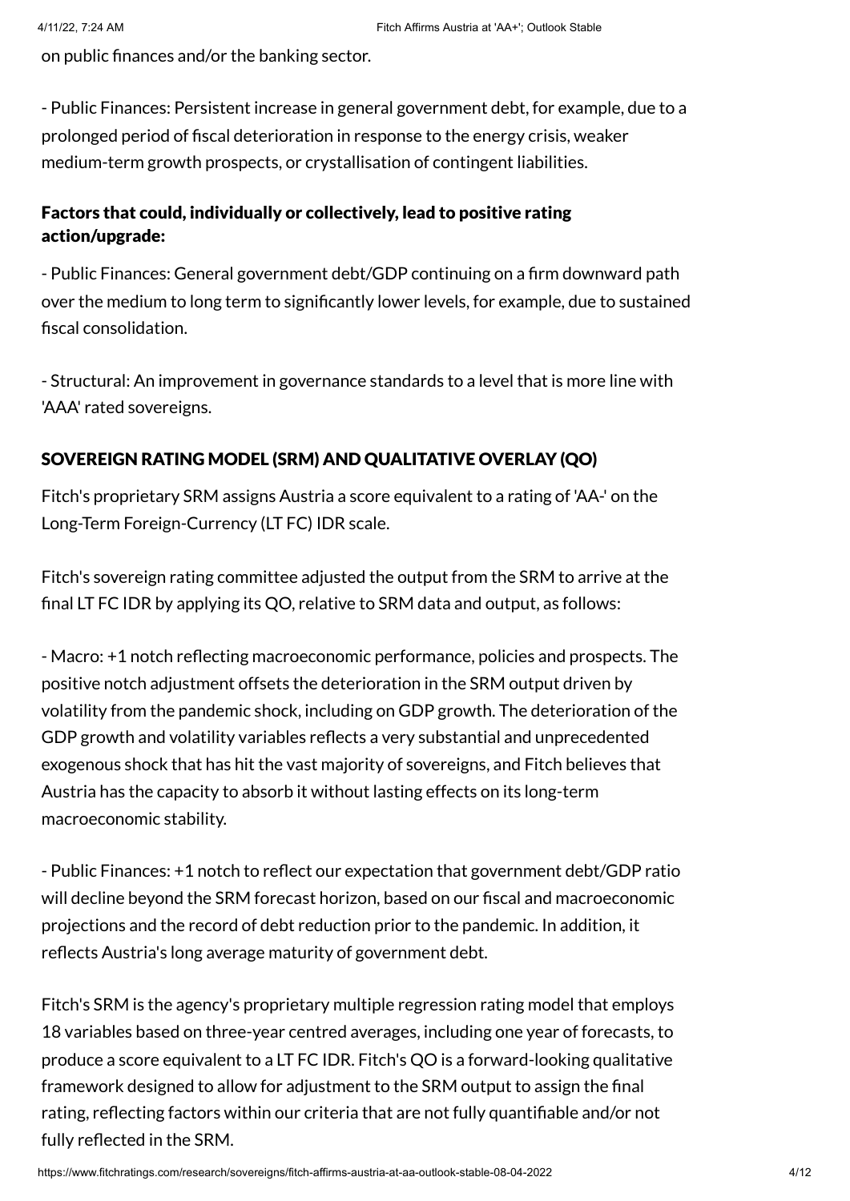on public finances and/or the banking sector.

- Public Finances: Persistent increase in general government debt, for example, due to a prolonged period of fiscal deterioration in response to the energy crisis, weaker medium-term growth prospects, or crystallisation of contingent liabilities.

### Factors that could, individually or collectively, lead to positive rating action/upgrade:

- Public Finances: General government debt/GDP continuing on a firm downward path over the medium to long term to significantly lower levels, for example, due to sustained fiscal consolidation.

- Structural: An improvement in governance standards to a level that is more line with 'AAA' rated sovereigns.

## SOVEREIGN RATING MODEL (SRM) AND QUALITATIVE OVERLAY (QO)

Fitch's proprietary SRM assigns Austria a score equivalent to a rating of 'AA-' on the Long-Term Foreign-Currency (LT FC) IDR scale.

Fitch's sovereign rating committee adjusted the output from the SRM to arrive at the final LT FC IDR by applying its QO, relative to SRM data and output, as follows:

- Macro: +1 notch reflecting macroeconomic performance, policies and prospects. The positive notch adjustment offsets the deterioration in the SRM output driven by volatility from the pandemic shock, including on GDP growth. The deterioration of the GDP growth and volatility variables reflects a very substantial and unprecedented exogenous shock that has hit the vast majority of sovereigns, and Fitch believes that Austria has the capacity to absorb it without lasting effects on its long-term macroeconomic stability.

- Public Finances: +1 notch to reflect our expectation that government debt/GDP ratio will decline beyond the SRM forecast horizon, based on our fiscal and macroeconomic projections and the record of debt reduction prior to the pandemic. In addition, it reflects Austria's long average maturity of government debt.

Fitch's SRM is the agency's proprietary multiple regression rating model that employs 18 variables based on three-year centred averages, including one year of forecasts, to produce a score equivalent to a LT FC IDR. Fitch's QO is a forward-looking qualitative framework designed to allow for adjustment to the SRM output to assign the final rating, reflecting factors within our criteria that are not fully quantifiable and/or not fully reflected in the SRM.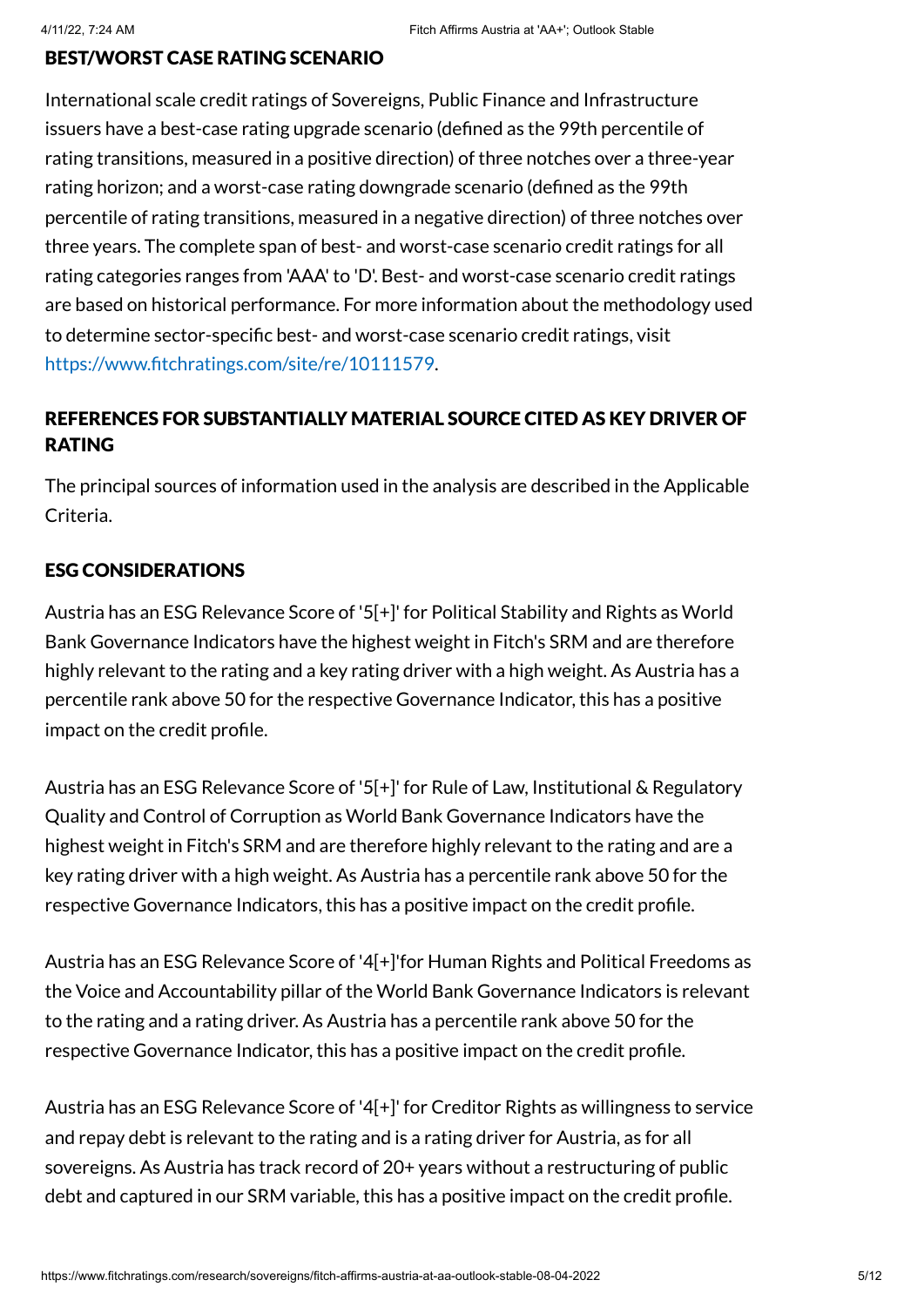## BEST/WORST CASE RATING SCENARIO

International scale credit ratings of Sovereigns, Public Finance and Infrastructure issuers have a best-case rating upgrade scenario (defined as the 99th percentile of rating transitions, measured in a positive direction) of three notches over a three-year rating horizon; and a worst-case rating downgrade scenario (defined as the 99th percentile of rating transitions, measured in a negative direction) of three notches over three years. The complete span of best- and worst-case scenario credit ratings for all rating categories ranges from 'AAA' to 'D'. Best- and worst-case scenario credit ratings are based on historical performance. For more information about the methodology used to determine sector-specific best- and worst-case scenario credit ratings, visit https://www.fitchratings.com/site/re/10111579.

## REFERENCES FOR SUBSTANTIALLY MATERIAL SOURCE CITED AS KEY DRIVER OF RATING

The principal sources of information used in the analysis are described in the Applicable Criteria.

## ESG CONSIDERATIONS

Austria has an ESG Relevance Score of '5[+]' for Political Stability and Rights as World Bank Governance Indicators have the highest weight in Fitch's SRM and are therefore highly relevant to the rating and a key rating driver with a high weight. As Austria has a percentile rank above 50 for the respective Governance Indicator, this has a positive impact on the credit profile.

Austria has an ESG Relevance Score of '5[+]' for Rule of Law, Institutional & Regulatory Quality and Control of Corruption as World Bank Governance Indicators have the highest weight in Fitch's SRM and are therefore highly relevant to the rating and are a key rating driver with a high weight. As Austria has a percentile rank above 50 for the respective Governance Indicators, this has a positive impact on the credit profile.

Austria has an ESG Relevance Score of '4[+]'for Human Rights and Political Freedoms as the Voice and Accountability pillar of the World Bank Governance Indicators is relevant to the rating and a rating driver. As Austria has a percentile rank above 50 for the respective Governance Indicator, this has a positive impact on the credit profile.

Austria has an ESG Relevance Score of '4[+]' for Creditor Rights as willingness to service and repay debt is relevant to the rating and is a rating driver for Austria, as for all sovereigns. As Austria has track record of 20+ years without a restructuring of public debt and captured in our SRM variable, this has a positive impact on the credit profile.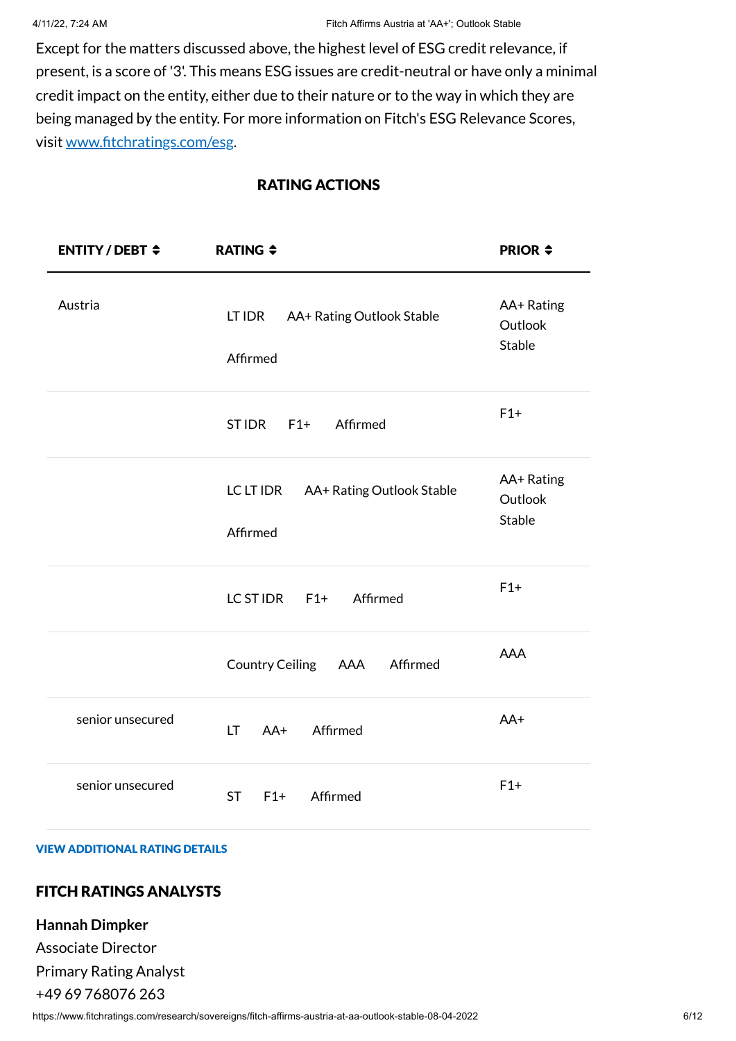Except for the matters discussed above, the highest level of ESG credit relevance, if present, is a score of '3'. This means ESG issues are credit-neutral or have only a minimal credit impact on the entity, either due to their nature or to the way in which they are being managed by the entity. For more information on Fitch's ESG Relevance Scores, visit [www.fitchratings.com/esg](www.fitchratings.com/esg).

## RATING ACTIONS

| ENTITY / DEBT | RATING | PRIOR |
|---|---|---|
| Austria | LT IDR AA+ Rating Outlook Stable Affirmed | AA+ Rating Outlook Stable |
| | ST IDR F1+ Affirmed | F1+ |
| | LC LT IDR AA+ Rating Outlook Stable Affirmed | AA+ Rating Outlook Stable |
| | LC ST IDR F1+ Affirmed | F1+ |
| | Country Ceiling AAA Affirmed | AAA |
| senior unsecured | LT AA+ Affirmed | AA+ |
| senior unsecured | ST F1+ Affirmed | F1+ |

**VIEW ADDITIONAL RATING DETAILS**

## FITCH RATINGS ANALYSTS

**Hannah Dimpker**
Associate Director
Primary Rating Analyst
+49 69 768076 263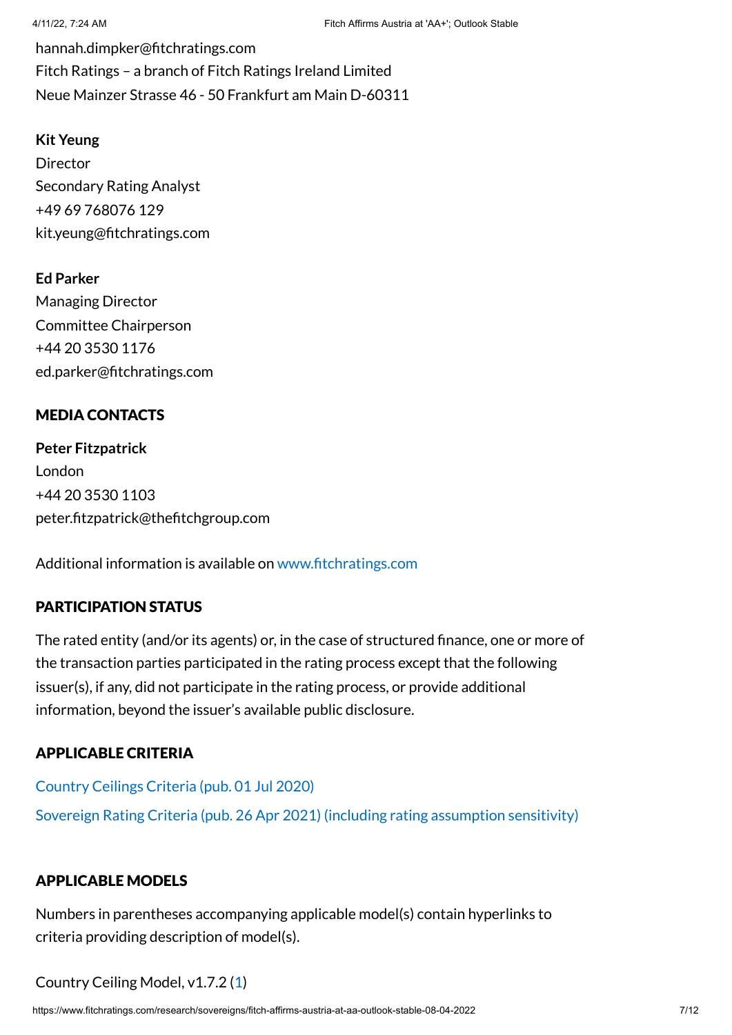hannah.dimpker@fitchratings.com
Fitch Ratings – a branch of Fitch Ratings Ireland Limited
Neue Mainzer Strasse 46 - 50 Frankfurt am Main D-60311

**Kit Yeung**
Director
Secondary Rating Analyst
+49 69 768076 129
kit.yeung@fitchratings.com

**Ed Parker**
Managing Director
Committee Chairperson
+44 20 3530 1176
ed.parker@fitchratings.com

## MEDIA CONTACTS

**Peter Fitzpatrick**
London
+44 20 3530 1103
peter.fitzpatrick@thefitchgroup.com

Additional information is available on www.fitchratings.com

## PARTICIPATION STATUS

The rated entity (and/or its agents) or, in the case of structured finance, one or more of the transaction parties participated in the rating process except that the following issuer(s), if any, did not participate in the rating process, or provide additional information, beyond the issuer's available public disclosure.

## APPLICABLE CRITERIA

Country Ceilings Criteria (pub. 01 Jul 2020)

Sovereign Rating Criteria (pub. 26 Apr 2021) (including rating assumption sensitivity)

## APPLICABLE MODELS

Numbers in parentheses accompanying applicable model(s) contain hyperlinks to criteria providing description of model(s).

Country Ceiling Model, v1.7.2 (1)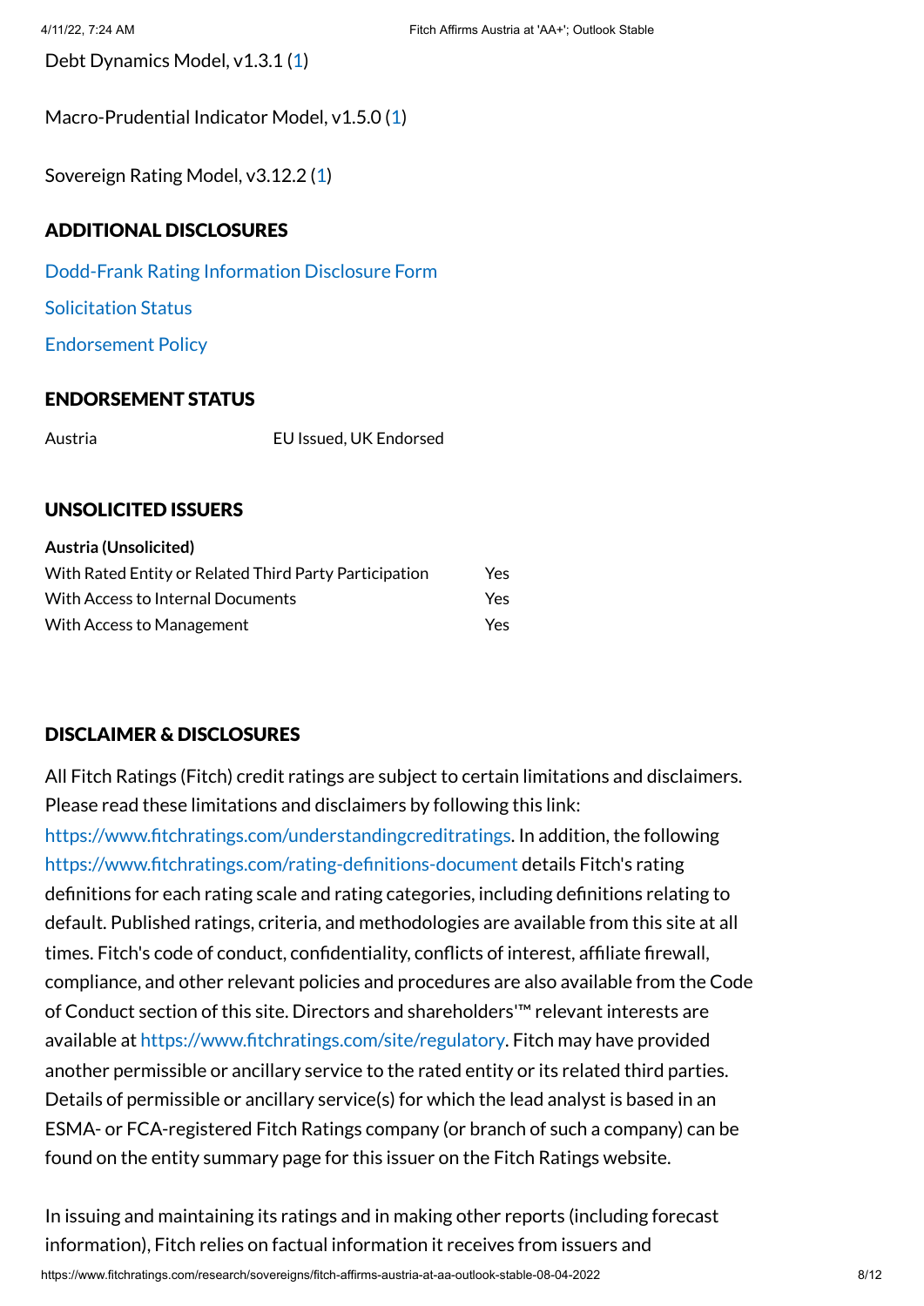Debt Dynamics Model, v1.3.1 (1)

Macro-Prudential Indicator Model, v1.5.0 (1)

Sovereign Rating Model, v3.12.2 (1)

## ADDITIONAL DISCLOSURES

Dodd-Frank Rating Information Disclosure Form

Solicitation Status

Endorsement Policy

## ENDORSEMENT STATUS

| Austria | EU Issued, UK Endorsed |
|---|---|

## UNSOLICITED ISSUERS

| **Austria (Unsolicited)** | |
|---|---|
| With Rated Entity or Related Third Party Participation | Yes |
| With Access to Internal Documents | Yes |
| With Access to Management | Yes |

## DISCLAIMER & DISCLOSURES

All Fitch Ratings (Fitch) credit ratings are subject to certain limitations and disclaimers. Please read these limitations and disclaimers by following this link: https://www.fitchratings.com/understandingcreditratings. In addition, the following https://www.fitchratings.com/rating-definitions-document details Fitch's rating definitions for each rating scale and rating categories, including definitions relating to default. Published ratings, criteria, and methodologies are available from this site at all times. Fitch's code of conduct, confidentiality, conflicts of interest, affiliate firewall, compliance, and other relevant policies and procedures are also available from the Code of Conduct section of this site. Directors and shareholders'™ relevant interests are available at https://www.fitchratings.com/site/regulatory. Fitch may have provided another permissible or ancillary service to the rated entity or its related third parties. Details of permissible or ancillary service(s) for which the lead analyst is based in an ESMA- or FCA-registered Fitch Ratings company (or branch of such a company) can be found on the entity summary page for this issuer on the Fitch Ratings website.

In issuing and maintaining its ratings and in making other reports (including forecast information), Fitch relies on factual information it receives from issuers and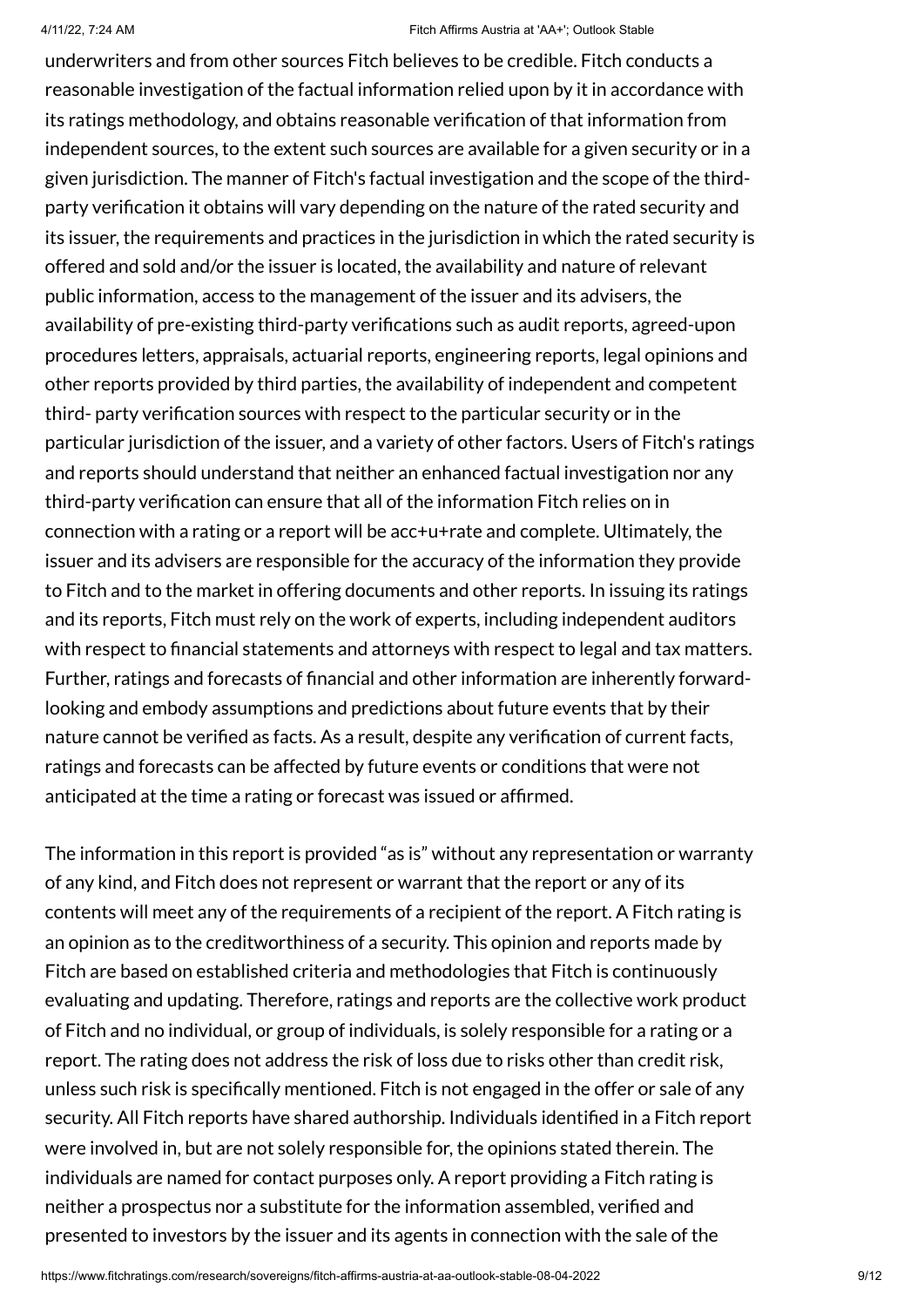underwriters and from other sources Fitch believes to be credible. Fitch conducts a reasonable investigation of the factual information relied upon by it in accordance with its ratings methodology, and obtains reasonable verification of that information from independent sources, to the extent such sources are available for a given security or in a given jurisdiction. The manner of Fitch's factual investigation and the scope of the third-party verification it obtains will vary depending on the nature of the rated security and its issuer, the requirements and practices in the jurisdiction in which the rated security is offered and sold and/or the issuer is located, the availability and nature of relevant public information, access to the management of the issuer and its advisers, the availability of pre-existing third-party verifications such as audit reports, agreed-upon procedures letters, appraisals, actuarial reports, engineering reports, legal opinions and other reports provided by third parties, the availability of independent and competent third- party verification sources with respect to the particular security or in the particular jurisdiction of the issuer, and a variety of other factors. Users of Fitch's ratings and reports should understand that neither an enhanced factual investigation nor any third-party verification can ensure that all of the information Fitch relies on in connection with a rating or a report will be acc+u+rate and complete. Ultimately, the issuer and its advisers are responsible for the accuracy of the information they provide to Fitch and to the market in offering documents and other reports. In issuing its ratings and its reports, Fitch must rely on the work of experts, including independent auditors with respect to financial statements and attorneys with respect to legal and tax matters. Further, ratings and forecasts of financial and other information are inherently forward-looking and embody assumptions and predictions about future events that by their nature cannot be verified as facts. As a result, despite any verification of current facts, ratings and forecasts can be affected by future events or conditions that were not anticipated at the time a rating or forecast was issued or affirmed.

The information in this report is provided "as is" without any representation or warranty of any kind, and Fitch does not represent or warrant that the report or any of its contents will meet any of the requirements of a recipient of the report. A Fitch rating is an opinion as to the creditworthiness of a security. This opinion and reports made by Fitch are based on established criteria and methodologies that Fitch is continuously evaluating and updating. Therefore, ratings and reports are the collective work product of Fitch and no individual, or group of individuals, is solely responsible for a rating or a report. The rating does not address the risk of loss due to risks other than credit risk, unless such risk is specifically mentioned. Fitch is not engaged in the offer or sale of any security. All Fitch reports have shared authorship. Individuals identified in a Fitch report were involved in, but are not solely responsible for, the opinions stated therein. The individuals are named for contact purposes only. A report providing a Fitch rating is neither a prospectus nor a substitute for the information assembled, verified and presented to investors by the issuer and its agents in connection with the sale of the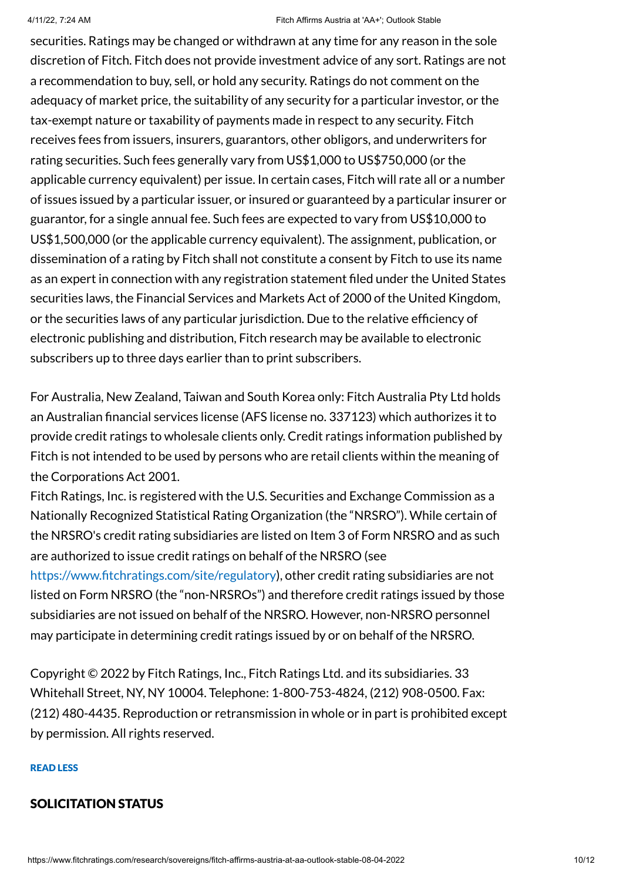securities. Ratings may be changed or withdrawn at any time for any reason in the sole discretion of Fitch. Fitch does not provide investment advice of any sort. Ratings are not a recommendation to buy, sell, or hold any security. Ratings do not comment on the adequacy of market price, the suitability of any security for a particular investor, or the tax-exempt nature or taxability of payments made in respect to any security. Fitch receives fees from issuers, insurers, guarantors, other obligors, and underwriters for rating securities. Such fees generally vary from US$1,000 to US$750,000 (or the applicable currency equivalent) per issue. In certain cases, Fitch will rate all or a number of issues issued by a particular issuer, or insured or guaranteed by a particular insurer or guarantor, for a single annual fee. Such fees are expected to vary from US$10,000 to US$1,500,000 (or the applicable currency equivalent). The assignment, publication, or dissemination of a rating by Fitch shall not constitute a consent by Fitch to use its name as an expert in connection with any registration statement filed under the United States securities laws, the Financial Services and Markets Act of 2000 of the United Kingdom, or the securities laws of any particular jurisdiction. Due to the relative efficiency of electronic publishing and distribution, Fitch research may be available to electronic subscribers up to three days earlier than to print subscribers.

For Australia, New Zealand, Taiwan and South Korea only: Fitch Australia Pty Ltd holds an Australian financial services license (AFS license no. 337123) which authorizes it to provide credit ratings to wholesale clients only. Credit ratings information published by Fitch is not intended to be used by persons who are retail clients within the meaning of the Corporations Act 2001.
Fitch Ratings, Inc. is registered with the U.S. Securities and Exchange Commission as a Nationally Recognized Statistical Rating Organization (the "NRSRO"). While certain of the NRSRO's credit rating subsidiaries are listed on Item 3 of Form NRSRO and as such are authorized to issue credit ratings on behalf of the NRSRO (see https://www.fitchratings.com/site/regulatory), other credit rating subsidiaries are not listed on Form NRSRO (the "non-NRSROs") and therefore credit ratings issued by those subsidiaries are not issued on behalf of the NRSRO. However, non-NRSRO personnel may participate in determining credit ratings issued by or on behalf of the NRSRO.

Copyright © 2022 by Fitch Ratings, Inc., Fitch Ratings Ltd. and its subsidiaries. 33 Whitehall Street, NY, NY 10004. Telephone: 1-800-753-4824, (212) 908-0500. Fax: (212) 480-4435. Reproduction or retransmission in whole or in part is prohibited except by permission. All rights reserved.

**READ LESS**

## SOLICITATION STATUS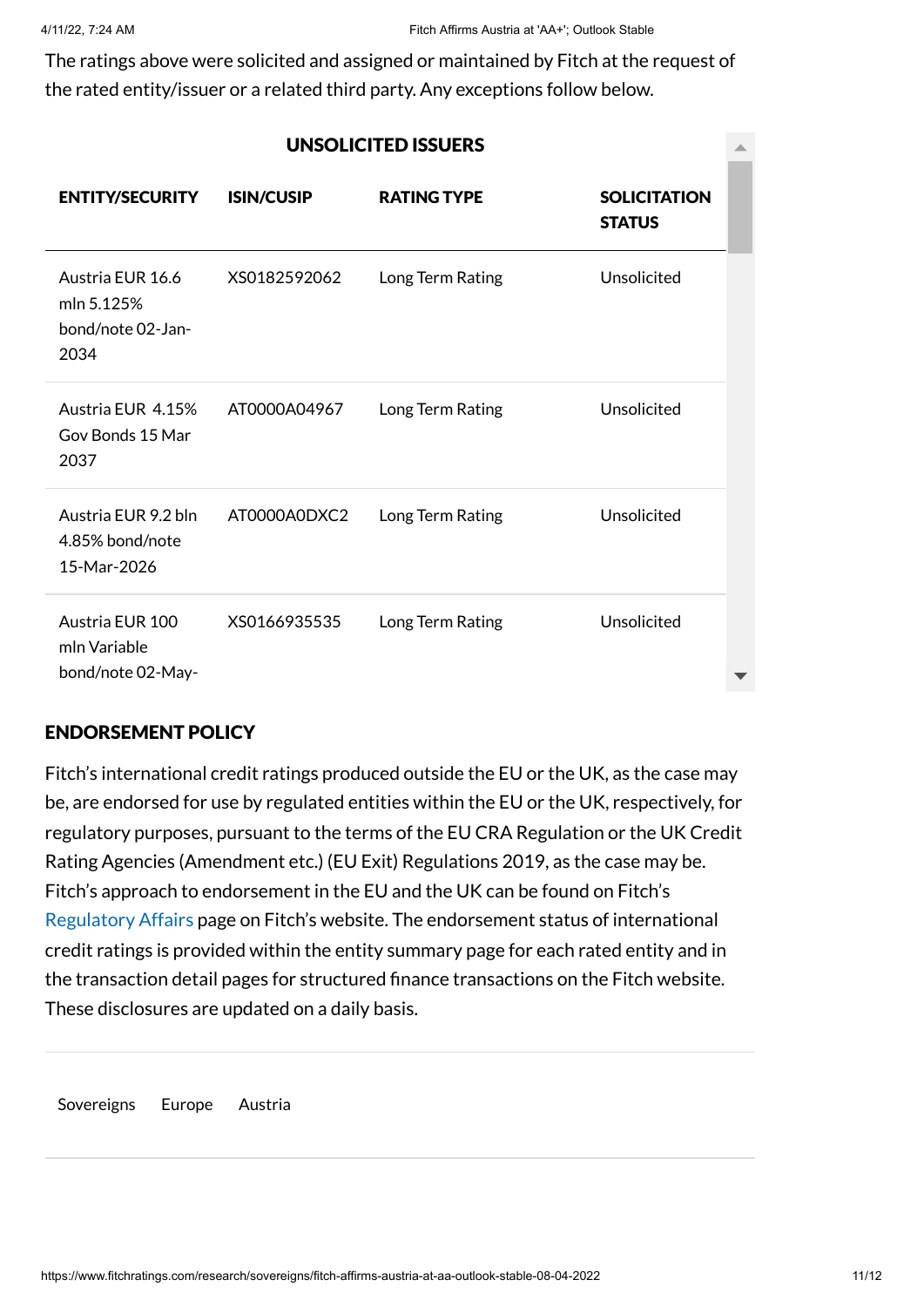The ratings above were solicited and assigned or maintained by Fitch at the request of the rated entity/issuer or a related third party. Any exceptions follow below.

## UNSOLICITED ISSUERS

| ENTITY/SECURITY | ISIN/CUSIP | RATING TYPE | SOLICITATION STATUS |
|---|---|---|---|
| Austria EUR 16.6 mln 5.125% bond/note 02-Jan-2034 | XS0182592062 | Long Term Rating | Unsolicited |
| Austria EUR 4.15% Gov Bonds 15 Mar 2037 | AT0000A04967 | Long Term Rating | Unsolicited |
| Austria EUR 9.2 bln 4.85% bond/note 15-Mar-2026 | AT0000A0DXC2 | Long Term Rating | Unsolicited |
| Austria EUR 100 mln Variable bond/note 02-May- | XS0166935535 | Long Term Rating | Unsolicited |

## ENDORSEMENT POLICY

Fitch's international credit ratings produced outside the EU or the UK, as the case may be, are endorsed for use by regulated entities within the EU or the UK, respectively, for regulatory purposes, pursuant to the terms of the EU CRA Regulation or the UK Credit Rating Agencies (Amendment etc.) (EU Exit) Regulations 2019, as the case may be. Fitch's approach to endorsement in the EU and the UK can be found on Fitch's Regulatory Affairs page on Fitch's website. The endorsement status of international credit ratings is provided within the entity summary page for each rated entity and in the transaction detail pages for structured finance transactions on the Fitch website. These disclosures are updated on a daily basis.

Sovereigns Europe Austria